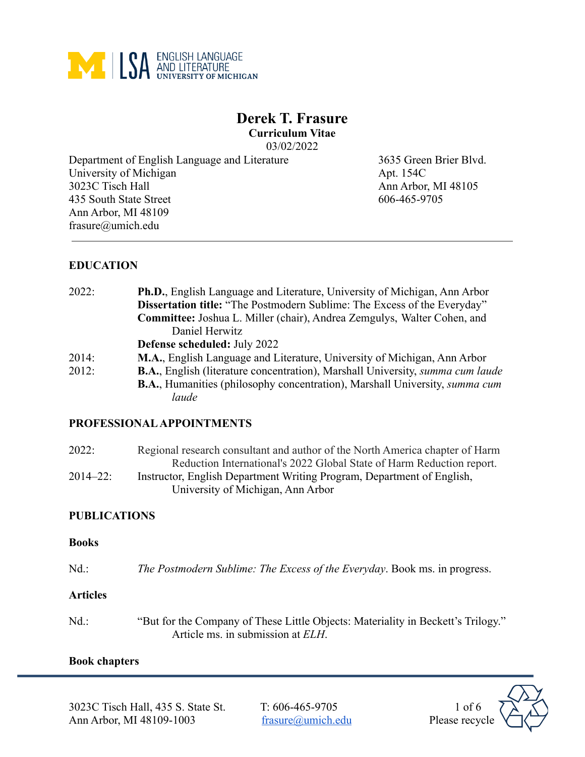# Derek T. Frasure

**Curriculum Vitae**

03/02/2022

Department of English Language and Literature
University of Michigan
3023C Tisch Hall
435 South State Street
Ann Arbor, MI 48109
frasure@umich.edu

3635 Green Brier Blvd.
Apt. 154C
Ann Arbor, MI 48105
606-465-9705

---

## EDUCATION

2022: **Ph.D.**, English Language and Literature, University of Michigan, Ann Arbor
**Dissertation title:** "The Postmodern Sublime: The Excess of the Everyday"
**Committee:** Joshua L. Miller (chair), Andrea Zemgulys, Walter Cohen, and Daniel Herwitz
**Defense scheduled:** July 2022

2014: **M.A.**, English Language and Literature, University of Michigan, Ann Arbor

2012: **B.A.**, English (literature concentration), Marshall University, *summa cum laude*
**B.A.**, Humanities (philosophy concentration), Marshall University, *summa cum laude*

## PROFESSIONAL APPOINTMENTS

2022: Regional research consultant and author of the North America chapter of Harm Reduction International's 2022 Global State of Harm Reduction report.

2014–22: Instructor, English Department Writing Program, Department of English, University of Michigan, Ann Arbor

## PUBLICATIONS

### Books

Nd.: *The Postmodern Sublime: The Excess of the Everyday*. Book ms. in progress.

### Articles

Nd.: "But for the Company of These Little Objects: Materiality in Beckett's Trilogy." Article ms. in submission at *ELH*.

### Book chapters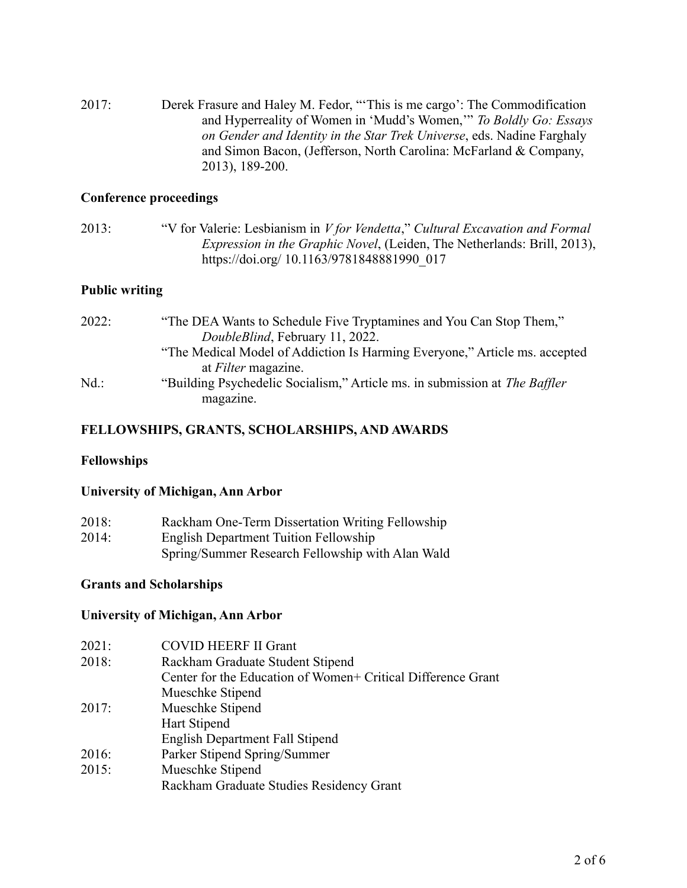2017: Derek Frasure and Haley M. Fedor, "'This is me cargo': The Commodification and Hyperreality of Women in 'Mudd's Women,'" *To Boldly Go: Essays on Gender and Identity in the Star Trek Universe*, eds. Nadine Farghaly and Simon Bacon, (Jefferson, North Carolina: McFarland & Company, 2013), 189-200.

### Conference proceedings

2013: "V for Valerie: Lesbianism in *V for Vendetta*," *Cultural Excavation and Formal Expression in the Graphic Novel*, (Leiden, The Netherlands: Brill, 2013), https://doi.org/ 10.1163/9781848881990_017

### Public writing

2022: "The DEA Wants to Schedule Five Tryptamines and You Can Stop Them," *DoubleBlind*, February 11, 2022.

"The Medical Model of Addiction Is Harming Everyone," Article ms. accepted at *Filter* magazine.

Nd.: "Building Psychedelic Socialism," Article ms. in submission at *The Baffler* magazine.

## FELLOWSHIPS, GRANTS, SCHOLARSHIPS, AND AWARDS

### Fellowships

### University of Michigan, Ann Arbor

2018: Rackham One-Term Dissertation Writing Fellowship

2014: English Department Tuition Fellowship

Spring/Summer Research Fellowship with Alan Wald

### Grants and Scholarships

### University of Michigan, Ann Arbor

2021: COVID HEERF II Grant

2018: Rackham Graduate Student Stipend

Center for the Education of Women+ Critical Difference Grant

Mueschke Stipend

2017: Mueschke Stipend

Hart Stipend

English Department Fall Stipend

2016: Parker Stipend Spring/Summer

2015: Mueschke Stipend

Rackham Graduate Studies Residency Grant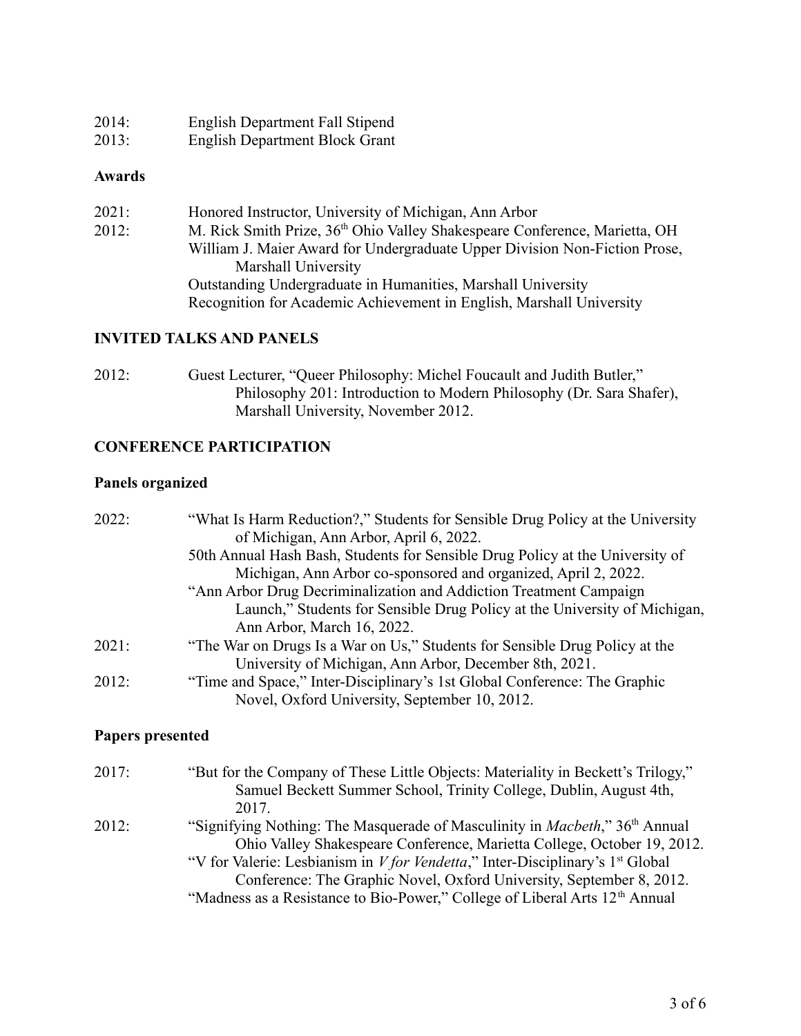2014: English Department Fall Stipend
2013: English Department Block Grant

**Awards**

2021: Honored Instructor, University of Michigan, Ann Arbor
2012: M. Rick Smith Prize, 36th Ohio Valley Shakespeare Conference, Marietta, OH
William J. Maier Award for Undergraduate Upper Division Non-Fiction Prose, Marshall University
Outstanding Undergraduate in Humanities, Marshall University
Recognition for Academic Achievement in English, Marshall University

## INVITED TALKS AND PANELS

2012: Guest Lecturer, "Queer Philosophy: Michel Foucault and Judith Butler," Philosophy 201: Introduction to Modern Philosophy (Dr. Sara Shafer), Marshall University, November 2012.

## CONFERENCE PARTICIPATION

**Panels organized**

2022: "What Is Harm Reduction?," Students for Sensible Drug Policy at the University of Michigan, Ann Arbor, April 6, 2022.
50th Annual Hash Bash, Students for Sensible Drug Policy at the University of Michigan, Ann Arbor co-sponsored and organized, April 2, 2022.
"Ann Arbor Drug Decriminalization and Addiction Treatment Campaign Launch," Students for Sensible Drug Policy at the University of Michigan, Ann Arbor, March 16, 2022.
2021: "The War on Drugs Is a War on Us," Students for Sensible Drug Policy at the University of Michigan, Ann Arbor, December 8th, 2021.
2012: "Time and Space," Inter-Disciplinary's 1st Global Conference: The Graphic Novel, Oxford University, September 10, 2012.

**Papers presented**

2017: "But for the Company of These Little Objects: Materiality in Beckett's Trilogy," Samuel Beckett Summer School, Trinity College, Dublin, August 4th, 2017.
2012: "Signifying Nothing: The Masquerade of Masculinity in *Macbeth*," 36th Annual Ohio Valley Shakespeare Conference, Marietta College, October 19, 2012.
"V for Valerie: Lesbianism in *V for Vendetta*," Inter-Disciplinary's 1st Global Conference: The Graphic Novel, Oxford University, September 8, 2012.
"Madness as a Resistance to Bio-Power," College of Liberal Arts 12th Annual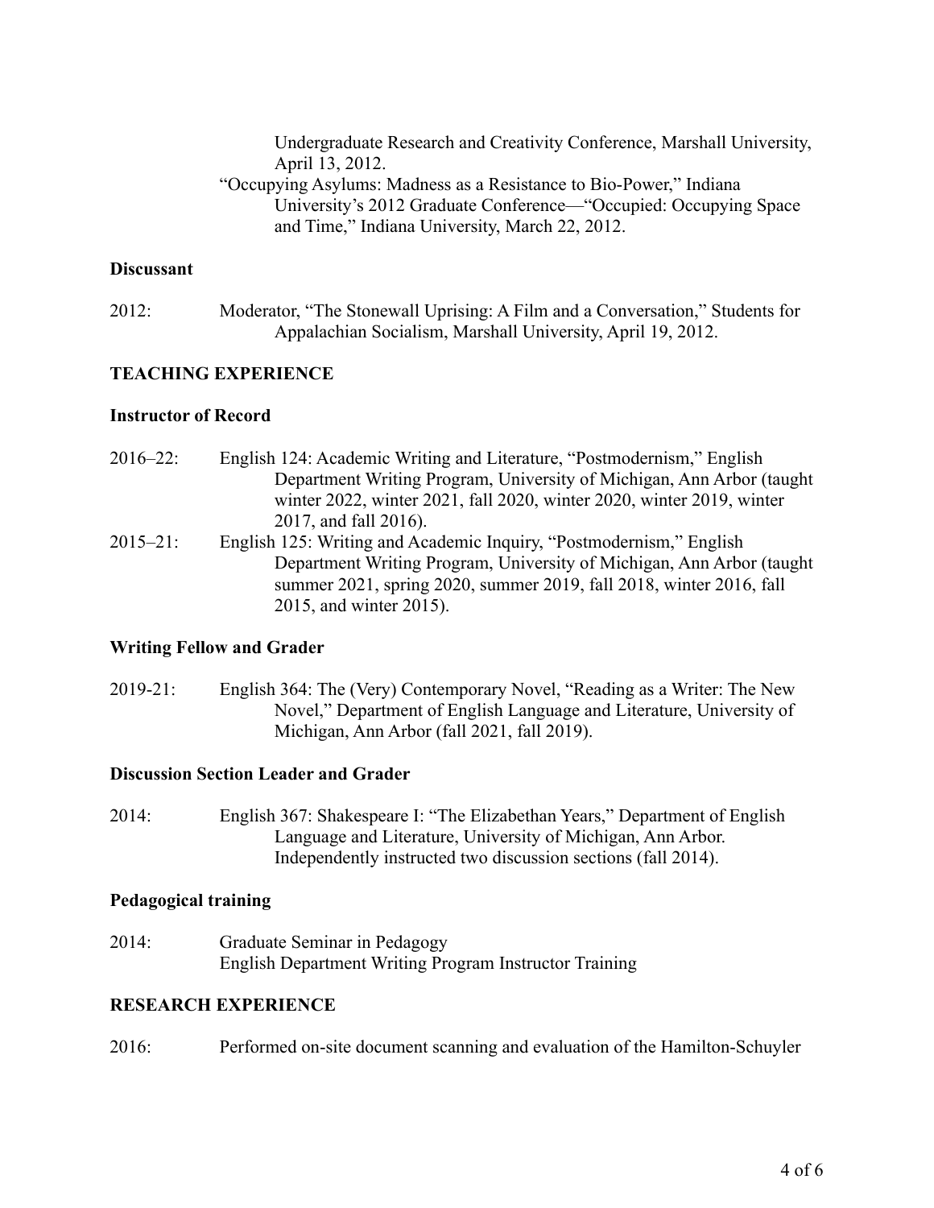Undergraduate Research and Creativity Conference, Marshall University, April 13, 2012.

"Occupying Asylums: Madness as a Resistance to Bio-Power," Indiana University's 2012 Graduate Conference—"Occupied: Occupying Space and Time," Indiana University, March 22, 2012.

**Discussant**

2012: Moderator, "The Stonewall Uprising: A Film and a Conversation," Students for Appalachian Socialism, Marshall University, April 19, 2012.

## TEACHING EXPERIENCE

**Instructor of Record**

2016–22: English 124: Academic Writing and Literature, "Postmodernism," English Department Writing Program, University of Michigan, Ann Arbor (taught winter 2022, winter 2021, fall 2020, winter 2020, winter 2019, winter 2017, and fall 2016).

2015–21: English 125: Writing and Academic Inquiry, "Postmodernism," English Department Writing Program, University of Michigan, Ann Arbor (taught summer 2021, spring 2020, summer 2019, fall 2018, winter 2016, fall 2015, and winter 2015).

**Writing Fellow and Grader**

2019-21: English 364: The (Very) Contemporary Novel, "Reading as a Writer: The New Novel," Department of English Language and Literature, University of Michigan, Ann Arbor (fall 2021, fall 2019).

**Discussion Section Leader and Grader**

2014: English 367: Shakespeare I: "The Elizabethan Years," Department of English Language and Literature, University of Michigan, Ann Arbor. Independently instructed two discussion sections (fall 2014).

**Pedagogical training**

2014: Graduate Seminar in Pedagogy
English Department Writing Program Instructor Training

## RESEARCH EXPERIENCE

2016: Performed on-site document scanning and evaluation of the Hamilton-Schuyler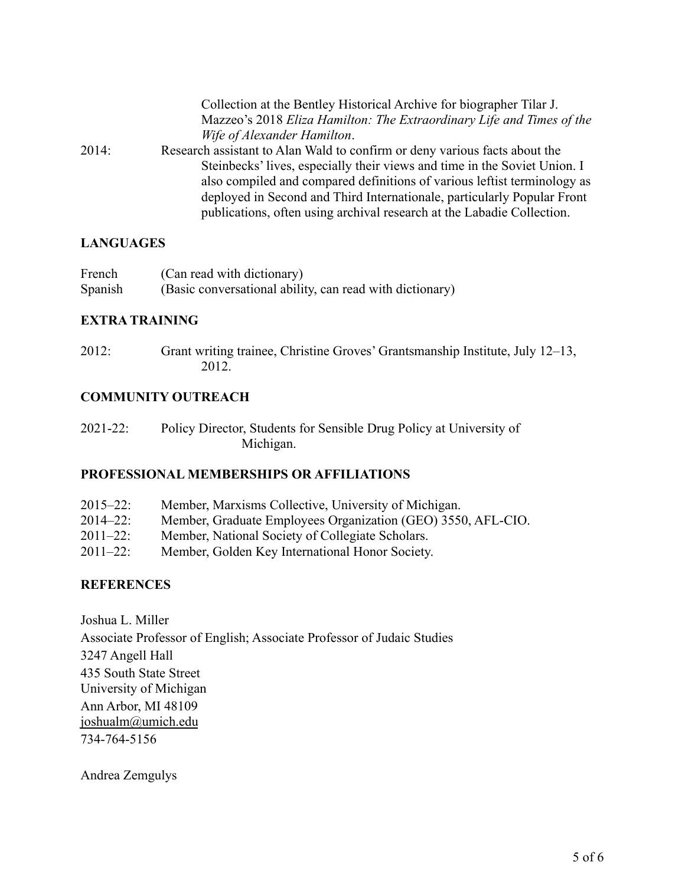Collection at the Bentley Historical Archive for biographer Tilar J. Mazzeo's 2018 *Eliza Hamilton: The Extraordinary Life and Times of the Wife of Alexander Hamilton*.

2014: Research assistant to Alan Wald to confirm or deny various facts about the Steinbecks' lives, especially their views and time in the Soviet Union. I also compiled and compared definitions of various leftist terminology as deployed in Second and Third Internationale, particularly Popular Front publications, often using archival research at the Labadie Collection.

## LANGUAGES

French (Can read with dictionary)
Spanish (Basic conversational ability, can read with dictionary)

## EXTRA TRAINING

2012: Grant writing trainee, Christine Groves' Grantsmanship Institute, July 12–13, 2012.

## COMMUNITY OUTREACH

2021-22: Policy Director, Students for Sensible Drug Policy at University of Michigan.

## PROFESSIONAL MEMBERSHIPS OR AFFILIATIONS

2015–22: Member, Marxisms Collective, University of Michigan.
2014–22: Member, Graduate Employees Organization (GEO) 3550, AFL-CIO.
2011–22: Member, National Society of Collegiate Scholars.
2011–22: Member, Golden Key International Honor Society.

## REFERENCES

Joshua L. Miller
Associate Professor of English; Associate Professor of Judaic Studies
3247 Angell Hall
435 South State Street
University of Michigan
Ann Arbor, MI 48109
joshualm@umich.edu
734-764-5156

Andrea Zemgulys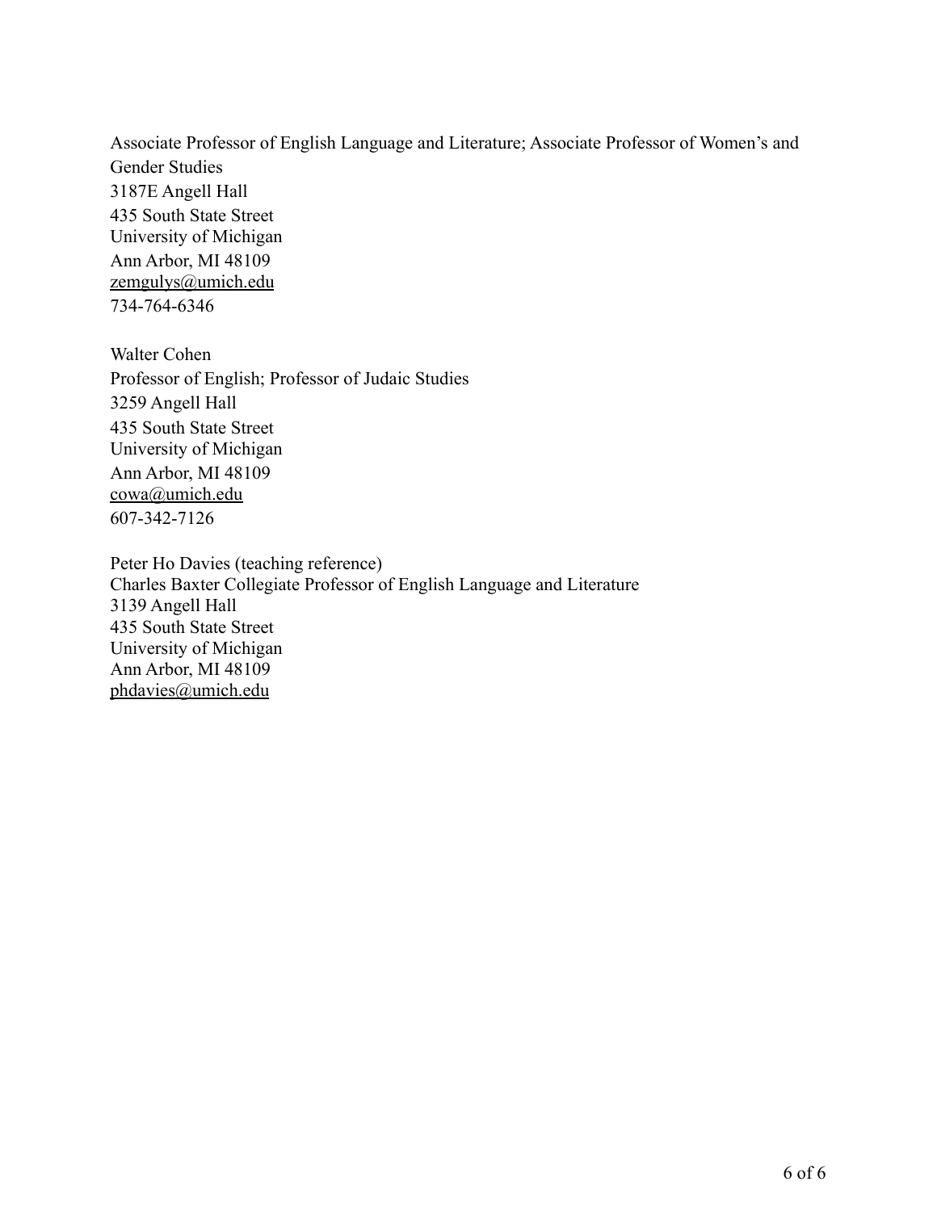Associate Professor of English Language and Literature; Associate Professor of Women's and Gender Studies
3187E Angell Hall
435 South State Street
University of Michigan
Ann Arbor, MI 48109
zemgulys@umich.edu
734-764-6346

Walter Cohen
Professor of English; Professor of Judaic Studies
3259 Angell Hall
435 South State Street
University of Michigan
Ann Arbor, MI 48109
cowa@umich.edu
607-342-7126

Peter Ho Davies (teaching reference)
Charles Baxter Collegiate Professor of English Language and Literature
3139 Angell Hall
435 South State Street
University of Michigan
Ann Arbor, MI 48109
phdavies@umich.edu